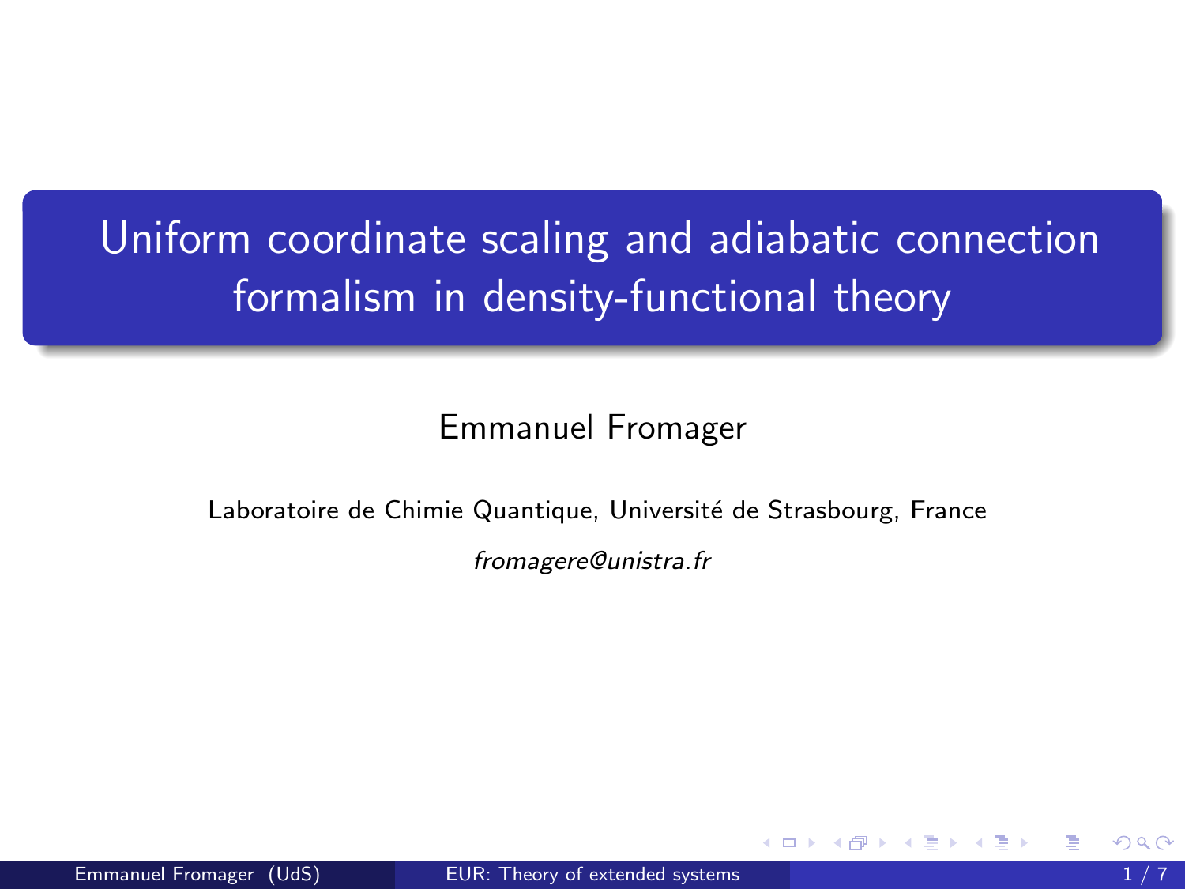# Uniform coordinate scaling and adiabatic connection formalism in density-functional theory

Emmanuel Fromager

Laboratoire de Chimie Quantique, Université de Strasbourg, France

*fromagere@unistra.fr*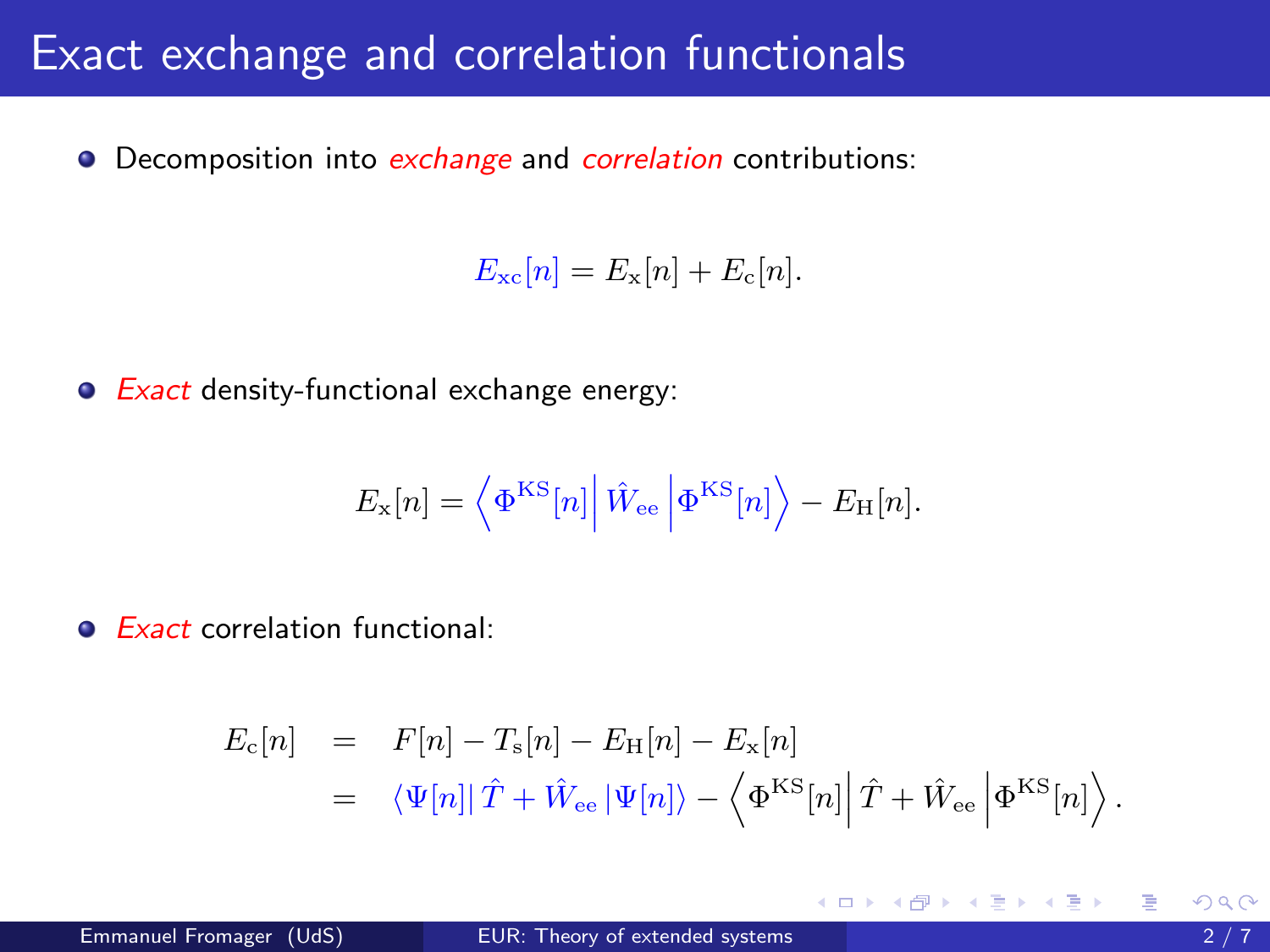# Exact exchange and correlation functionals

- Decomposition into *exchange* and *correlation* contributions:

$$E_{\mathrm{xc}}[n] = E_{\mathrm{x}}[n] + E_{\mathrm{c}}[n].$$

- *Exact* density-functional exchange energy:

$$E_{\mathrm{x}}[n] = \left\langle \Phi^{\mathrm{KS}}[n] \middle| \hat{W}_{\mathrm{ee}} \middle| \Phi^{\mathrm{KS}}[n] \right\rangle - E_{\mathrm{H}}[n].$$

- *Exact* correlation functional:

$$\begin{aligned} E_{\mathrm{c}}[n] &= F[n] - T_{\mathrm{s}}[n] - E_{\mathrm{H}}[n] - E_{\mathrm{x}}[n] \\ &= \langle \Psi[n] | \hat{T} + \hat{W}_{\mathrm{ee}} | \Psi[n] \rangle - \left\langle \Phi^{\mathrm{KS}}[n] \middle| \hat{T} + \hat{W}_{\mathrm{ee}} \middle| \Phi^{\mathrm{KS}}[n] \right\rangle. \end{aligned}$$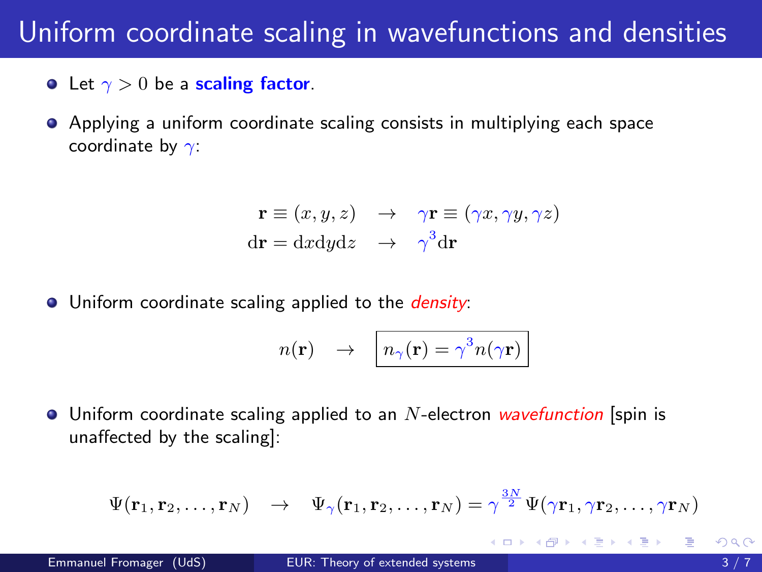# Uniform coordinate scaling in wavefunctions and densities

- Let $\gamma > 0$ be a **scaling factor**.
- Applying a uniform coordinate scaling consists in multiplying each space coordinate by $\gamma$:

$$
\begin{aligned}
\mathbf{r} \equiv (x, y, z) \quad &\rightarrow \quad \gamma\mathbf{r} \equiv (\gamma x, \gamma y, \gamma z) \\
\mathrm{d}\mathbf{r} = \mathrm{d}x\mathrm{d}y\mathrm{d}z \quad &\rightarrow \quad \gamma^3 \mathrm{d}\mathbf{r}
\end{aligned}
$$

- Uniform coordinate scaling applied to the *density*:

$$
n(\mathbf{r}) \quad \rightarrow \quad \boxed{n_\gamma(\mathbf{r}) = \gamma^3 n(\gamma\mathbf{r})}
$$

- Uniform coordinate scaling applied to an $N$-electron *wavefunction* [spin is unaffected by the scaling]:

$$
\Psi(\mathbf{r}_1, \mathbf{r}_2, \ldots, \mathbf{r}_N) \quad \rightarrow \quad \Psi_\gamma(\mathbf{r}_1, \mathbf{r}_2, \ldots, \mathbf{r}_N) = \gamma^{\frac{3N}{2}} \Psi(\gamma\mathbf{r}_1, \gamma\mathbf{r}_2, \ldots, \gamma\mathbf{r}_N)
$$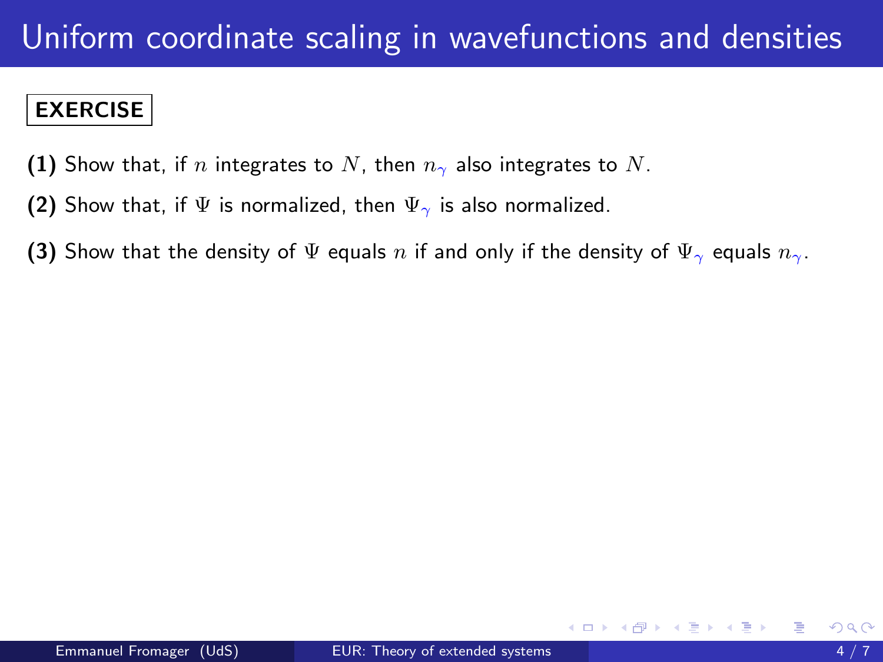# Uniform coordinate scaling in wavefunctions and densities

**EXERCISE**

**(1)** Show that, if $n$ integrates to $N$, then $n_\gamma$ also integrates to $N$.

**(2)** Show that, if $\Psi$ is normalized, then $\Psi_\gamma$ is also normalized.

**(3)** Show that the density of $\Psi$ equals $n$ if and only if the density of $\Psi_\gamma$ equals $n_\gamma$.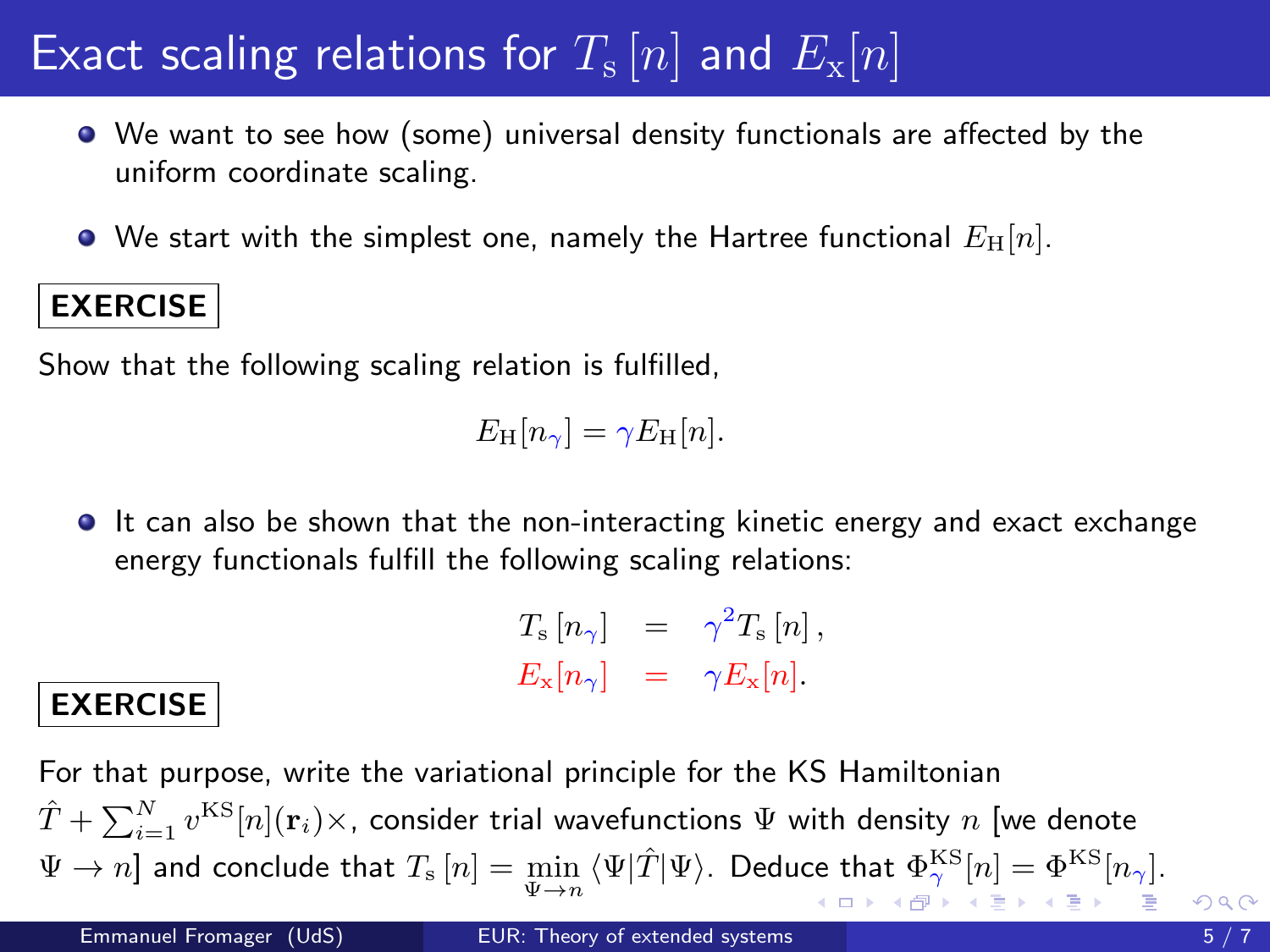# Exact scaling relations for $T_{\rm s}[n]$ and $E_{\rm x}[n]$

- We want to see how (some) universal density functionals are affected by the uniform coordinate scaling.
- We start with the simplest one, namely the Hartree functional $E_{\rm H}[n]$.

**EXERCISE**

Show that the following scaling relation is fulfilled,

$$E_{\rm H}[n_\gamma] = \gamma E_{\rm H}[n].$$

- It can also be shown that the non-interacting kinetic energy and exact exchange energy functionals fulfill the following scaling relations:

$$\begin{aligned} T_{\rm s}[n_\gamma] &= \gamma^2 T_{\rm s}[n], \\ E_{\rm x}[n_\gamma] &= \gamma E_{\rm x}[n]. \end{aligned}$$

**EXERCISE**

For that purpose, write the variational principle for the KS Hamiltonian $\hat{T} + \sum_{i=1}^{N} v^{\rm KS}[n](\mathbf{r}_i)\times$, consider trial wavefunctions $\Psi$ with density $n$ [we denote $\Psi \rightarrow n$] and conclude that $T_{\rm s}[n] = \min\limits_{\Psi \rightarrow n} \langle \Psi | \hat{T} | \Psi \rangle$. Deduce that $\Phi^{\rm KS}_\gamma[n] = \Phi^{\rm KS}[n_\gamma]$.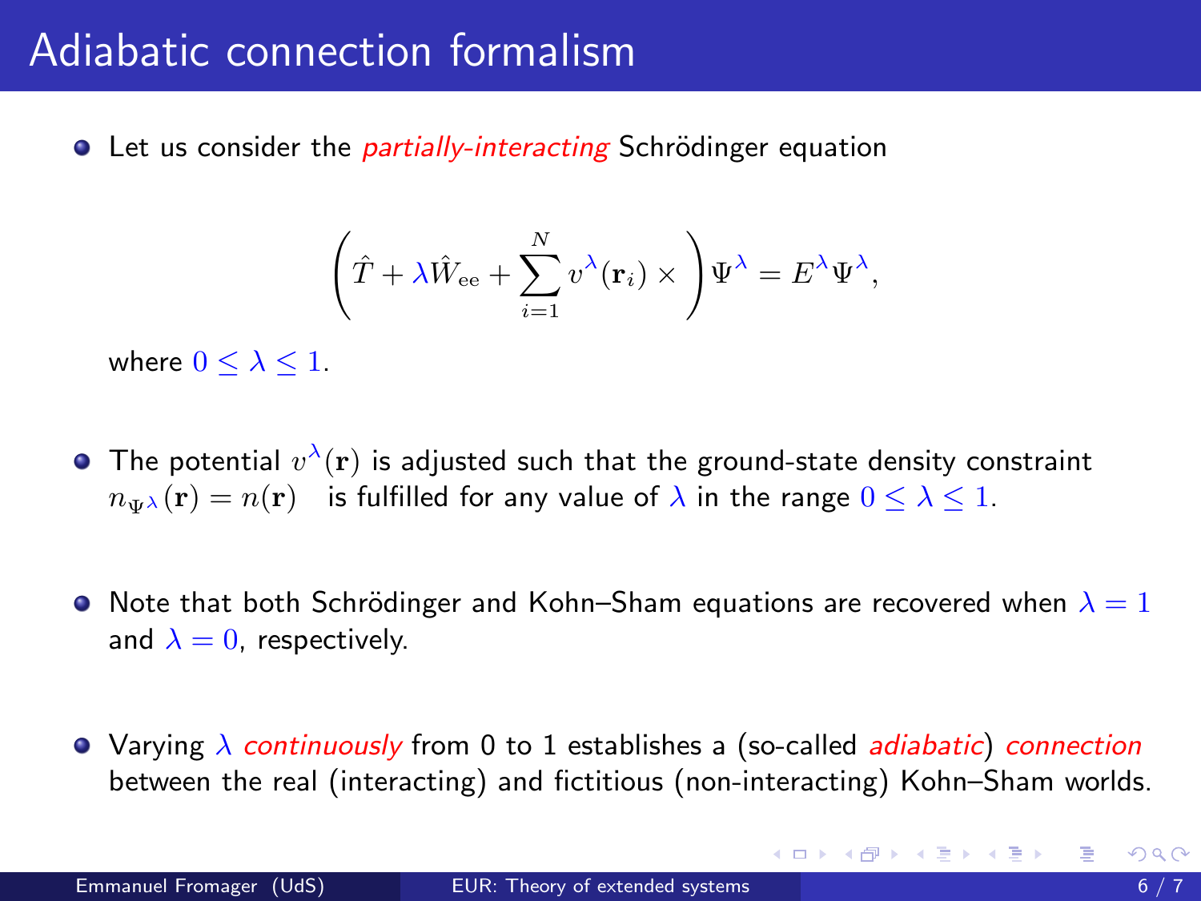# Adiabatic connection formalism

- Let us consider the *partially-interacting* Schrödinger equation

$$\left(\hat{T} + \lambda \hat{W}_{\rm ee} + \sum_{i=1}^{N} v^{\lambda}(\mathbf{r}_i) \times \right)\Psi^{\lambda} = E^{\lambda}\Psi^{\lambda},$$

  where $0 \leq \lambda \leq 1$.

- The potential $v^{\lambda}(\mathbf{r})$ is adjusted such that the ground-state density constraint $n_{\Psi^{\lambda}}(\mathbf{r}) = n(\mathbf{r})$ is fulfilled for any value of $\lambda$ in the range $0 \leq \lambda \leq 1$.

- Note that both Schrödinger and Kohn–Sham equations are recovered when $\lambda = 1$ and $\lambda = 0$, respectively.

- Varying $\lambda$ *continuously* from 0 to 1 establishes a (so-called *adiabatic*) *connection* between the real (interacting) and fictitious (non-interacting) Kohn–Sham worlds.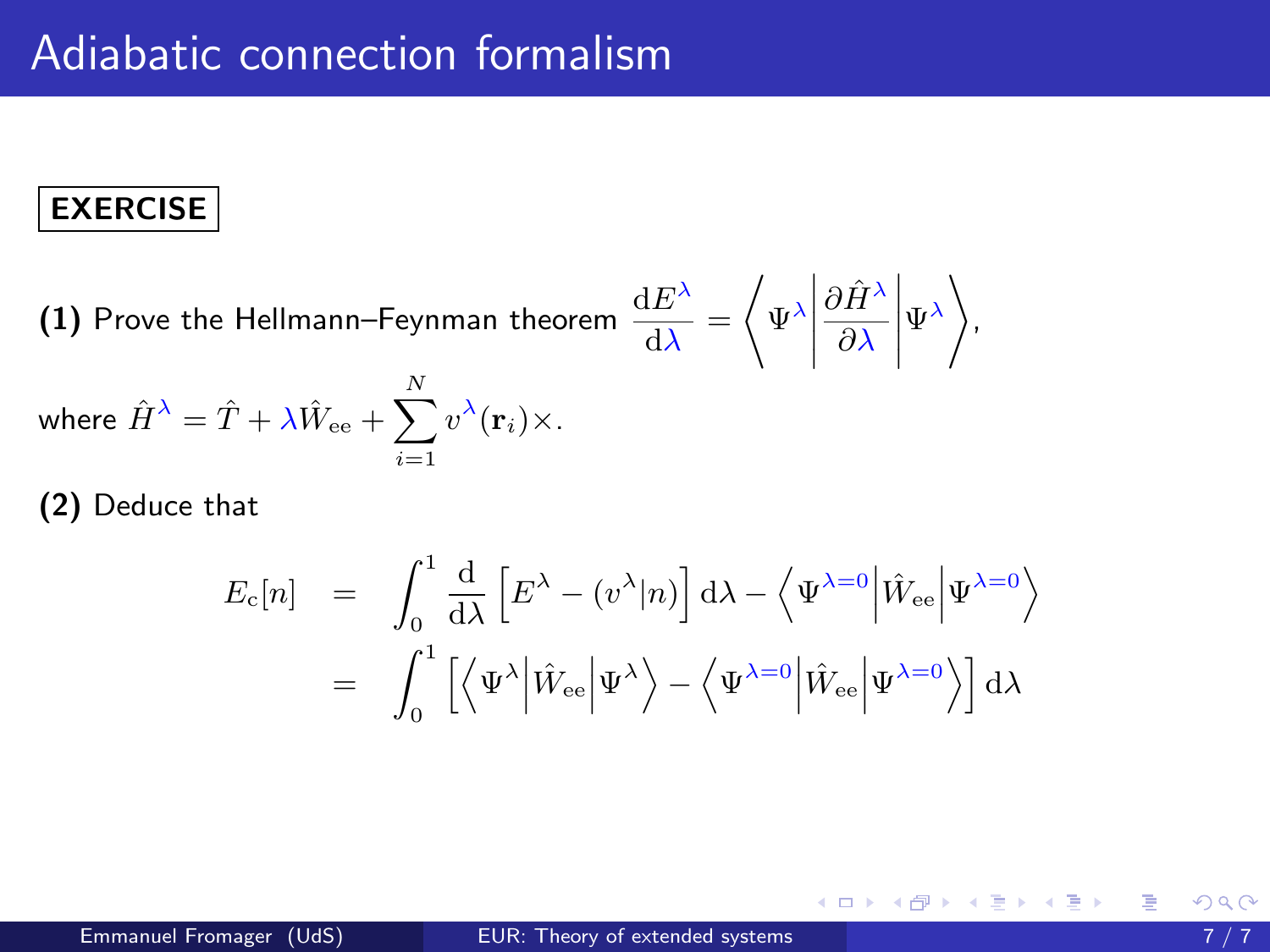# Adiabatic connection formalism

**EXERCISE**

**(1)** Prove the Hellmann–Feynman theorem $\dfrac{\mathrm{d}E^{\lambda}}{\mathrm{d}\lambda} = \left\langle \Psi^{\lambda} \middle| \dfrac{\partial \hat{H}^{\lambda}}{\partial \lambda} \middle| \Psi^{\lambda} \right\rangle$,

where $\hat{H}^{\lambda} = \hat{T} + \lambda \hat{W}_{\rm ee} + \sum_{i=1}^{N} v^{\lambda}(\mathbf{r}_i)\times$.

**(2)** Deduce that

$$
\begin{aligned}
E_{\rm c}[n] &= \int_0^1 \frac{\mathrm{d}}{\mathrm{d}\lambda}\left[E^{\lambda} - (v^{\lambda}|n)\right]\mathrm{d}\lambda - \left\langle \Psi^{\lambda=0} \middle| \hat{W}_{\rm ee} \middle| \Psi^{\lambda=0} \right\rangle \\
&= \int_0^1 \left[\left\langle \Psi^{\lambda} \middle| \hat{W}_{\rm ee} \middle| \Psi^{\lambda} \right\rangle - \left\langle \Psi^{\lambda=0} \middle| \hat{W}_{\rm ee} \middle| \Psi^{\lambda=0} \right\rangle\right]\mathrm{d}\lambda
\end{aligned}
$$